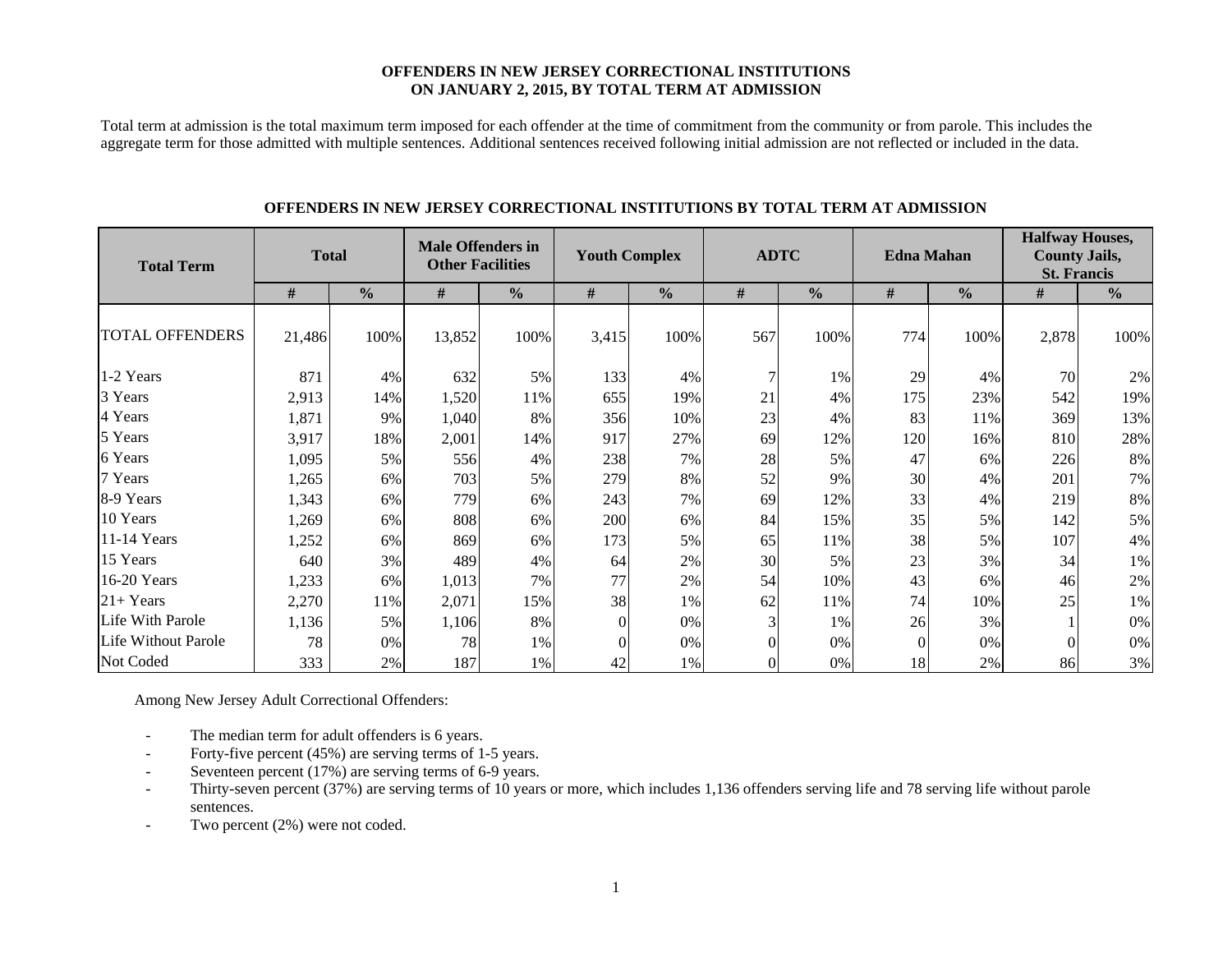**OFFENDERS IN NEW JERSEY CORRECTIONAL INSTITUTIONS ON JANUARY 2, 2015, BY TOTAL TERM AT ADMISSION**

Total term at admission is the total maximum term imposed for each offender at the time of commitment from the community or from parole. This includes the aggregate term for those admitted with multiple sentences. Additional sentences received following initial admission are not reflected or included in the data.

**OFFENDERS IN NEW JERSEY CORRECTIONAL INSTITUTIONS BY TOTAL TERM AT ADMISSION**

| Total Term | Total | | Male Offenders in Other Facilities | | Youth Complex | | ADTC | | Edna Mahan | | Halfway Houses, County Jails, St. Francis | |
|---|---|---|---|---|---|---|---|---|---|---|---|---|
| | # | % | # | % | # | % | # | % | # | % | # | % |
| TOTAL OFFENDERS | 21,486 | 100% | 13,852 | 100% | 3,415 | 100% | 567 | 100% | 774 | 100% | 2,878 | 100% |
| 1-2 Years | 871 | 4% | 632 | 5% | 133 | 4% | 7 | 1% | 29 | 4% | 70 | 2% |
| 3 Years | 2,913 | 14% | 1,520 | 11% | 655 | 19% | 21 | 4% | 175 | 23% | 542 | 19% |
| 4 Years | 1,871 | 9% | 1,040 | 8% | 356 | 10% | 23 | 4% | 83 | 11% | 369 | 13% |
| 5 Years | 3,917 | 18% | 2,001 | 14% | 917 | 27% | 69 | 12% | 120 | 16% | 810 | 28% |
| 6 Years | 1,095 | 5% | 556 | 4% | 238 | 7% | 28 | 5% | 47 | 6% | 226 | 8% |
| 7 Years | 1,265 | 6% | 703 | 5% | 279 | 8% | 52 | 9% | 30 | 4% | 201 | 7% |
| 8-9 Years | 1,343 | 6% | 779 | 6% | 243 | 7% | 69 | 12% | 33 | 4% | 219 | 8% |
| 10 Years | 1,269 | 6% | 808 | 6% | 200 | 6% | 84 | 15% | 35 | 5% | 142 | 5% |
| 11-14 Years | 1,252 | 6% | 869 | 6% | 173 | 5% | 65 | 11% | 38 | 5% | 107 | 4% |
| 15 Years | 640 | 3% | 489 | 4% | 64 | 2% | 30 | 5% | 23 | 3% | 34 | 1% |
| 16-20 Years | 1,233 | 6% | 1,013 | 7% | 77 | 2% | 54 | 10% | 43 | 6% | 46 | 2% |
| 21+ Years | 2,270 | 11% | 2,071 | 15% | 38 | 1% | 62 | 11% | 74 | 10% | 25 | 1% |
| Life With Parole | 1,136 | 5% | 1,106 | 8% | 0 | 0% | 3 | 1% | 26 | 3% | 1 | 0% |
| Life Without Parole | 78 | 0% | 78 | 1% | 0 | 0% | 0 | 0% | 0 | 0% | 0 | 0% |
| Not Coded | 333 | 2% | 187 | 1% | 42 | 1% | 0 | 0% | 18 | 2% | 86 | 3% |

Among New Jersey Adult Correctional Offenders:

- The median term for adult offenders is 6 years.
- Forty-five percent (45%) are serving terms of 1-5 years.
- Seventeen percent (17%) are serving terms of 6-9 years.
- Thirty-seven percent (37%) are serving terms of 10 years or more, which includes 1,136 offenders serving life and 78 serving life without parole sentences.
- Two percent (2%) were not coded.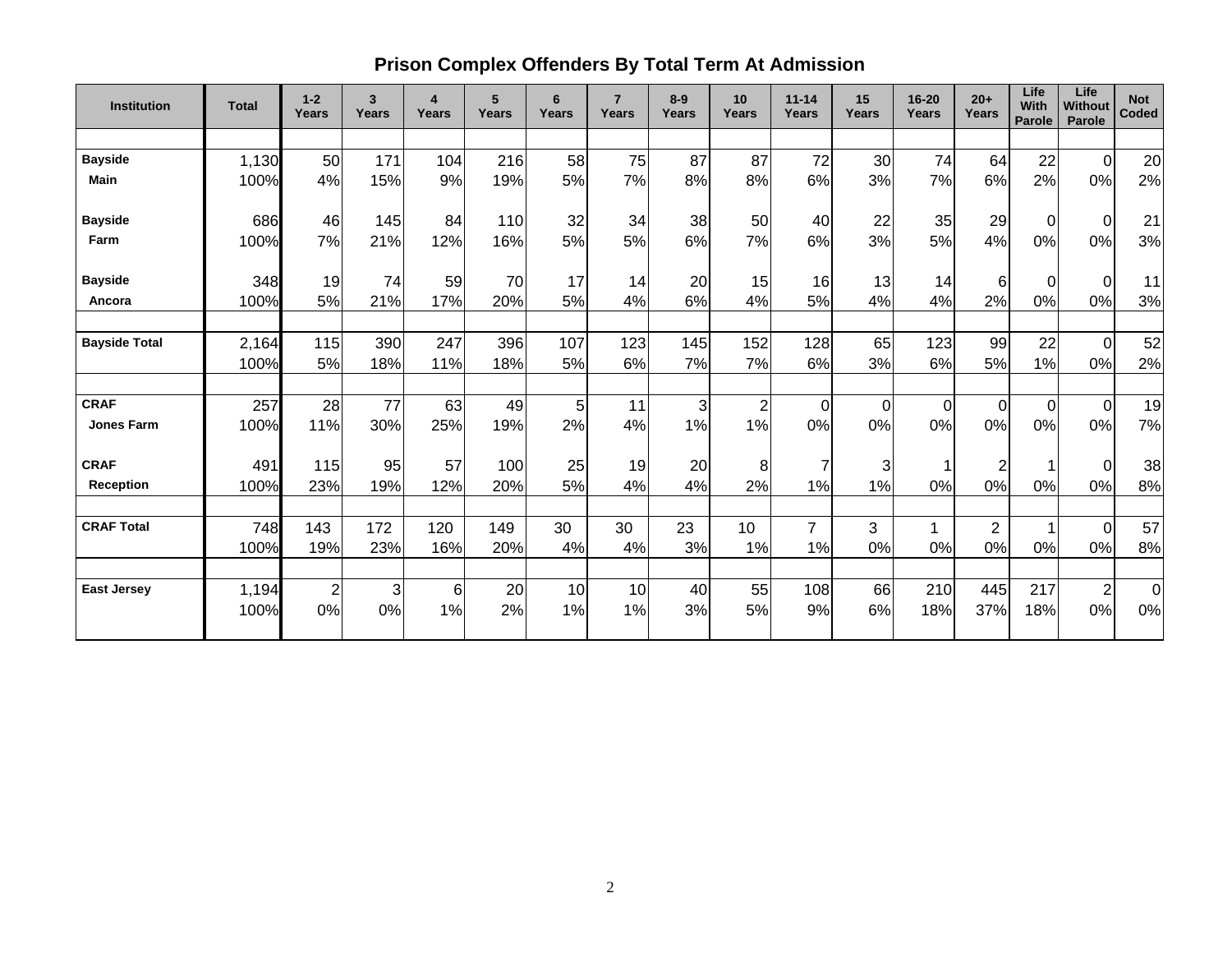# Prison Complex Offenders By Total Term At Admission

| Institution | Total | 1-2 Years | 3 Years | 4 Years | 5 Years | 6 Years | 7 Years | 8-9 Years | 10 Years | 11-14 Years | 15 Years | 16-20 Years | 20+ Years | Life With Parole | Life Without Parole | Not Coded |
|---|---|---|---|---|---|---|---|---|---|---|---|---|---|---|---|---|
| **Bayside Main** | 1,130 | 50 | 171 | 104 | 216 | 58 | 75 | 87 | 87 | 72 | 30 | 74 | 64 | 22 | 0 | 20 |
| | 100% | 4% | 15% | 9% | 19% | 5% | 7% | 8% | 8% | 6% | 3% | 7% | 6% | 2% | 0% | 2% |
| **Bayside Farm** | 686 | 46 | 145 | 84 | 110 | 32 | 34 | 38 | 50 | 40 | 22 | 35 | 29 | 0 | 0 | 21 |
| | 100% | 7% | 21% | 12% | 16% | 5% | 5% | 6% | 7% | 6% | 3% | 5% | 4% | 0% | 0% | 3% |
| **Bayside Ancora** | 348 | 19 | 74 | 59 | 70 | 17 | 14 | 20 | 15 | 16 | 13 | 14 | 6 | 0 | 0 | 11 |
| | 100% | 5% | 21% | 17% | 20% | 5% | 4% | 6% | 4% | 5% | 4% | 4% | 2% | 0% | 0% | 3% |
| **Bayside Total** | 2,164 | 115 | 390 | 247 | 396 | 107 | 123 | 145 | 152 | 128 | 65 | 123 | 99 | 22 | 0 | 52 |
| | 100% | 5% | 18% | 11% | 18% | 5% | 6% | 7% | 7% | 6% | 3% | 6% | 5% | 1% | 0% | 2% |
| **CRAF Jones Farm** | 257 | 28 | 77 | 63 | 49 | 5 | 11 | 3 | 2 | 0 | 0 | 0 | 0 | 0 | 0 | 19 |
| | 100% | 11% | 30% | 25% | 19% | 2% | 4% | 1% | 1% | 0% | 0% | 0% | 0% | 0% | 0% | 7% |
| **CRAF Reception** | 491 | 115 | 95 | 57 | 100 | 25 | 19 | 20 | 8 | 7 | 3 | 1 | 2 | 1 | 0 | 38 |
| | 100% | 23% | 19% | 12% | 20% | 5% | 4% | 4% | 2% | 1% | 1% | 0% | 0% | 0% | 0% | 8% |
| **CRAF Total** | 748 | 143 | 172 | 120 | 149 | 30 | 30 | 23 | 10 | 7 | 3 | 1 | 2 | 1 | 0 | 57 |
| | 100% | 19% | 23% | 16% | 20% | 4% | 4% | 3% | 1% | 1% | 0% | 0% | 0% | 0% | 0% | 8% |
| **East Jersey** | 1,194 | 2 | 3 | 6 | 20 | 10 | 10 | 40 | 55 | 108 | 66 | 210 | 445 | 217 | 2 | 0 |
| | 100% | 0% | 0% | 1% | 2% | 1% | 1% | 3% | 5% | 9% | 6% | 18% | 37% | 18% | 0% | 0% |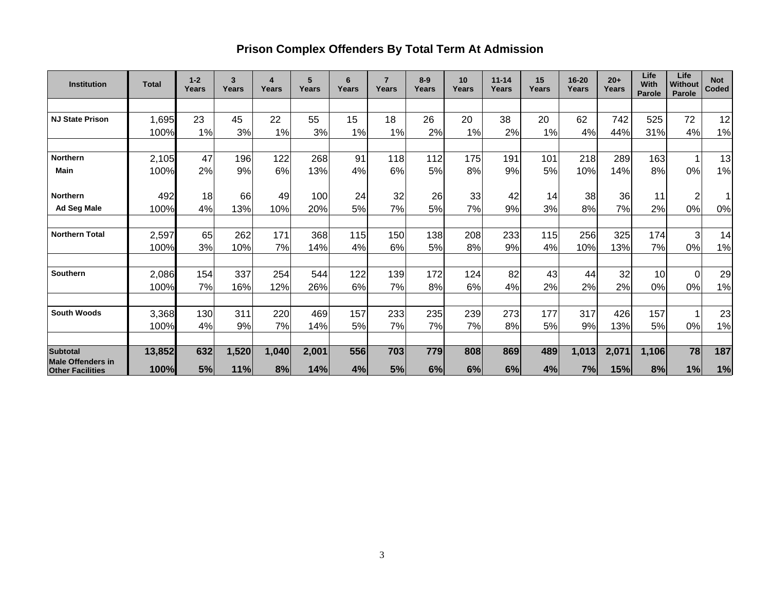# Prison Complex Offenders By Total Term At Admission

| Institution | Total | 1-2 Years | 3 Years | 4 Years | 5 Years | 6 Years | 7 Years | 8-9 Years | 10 Years | 11-14 Years | 15 Years | 16-20 Years | 20+ Years | Life With Parole | Life Without Parole | Not Coded |
|---|---|---|---|---|---|---|---|---|---|---|---|---|---|---|---|---|
| NJ State Prison | 1,695 | 23 | 45 | 22 | 55 | 15 | 18 | 26 | 20 | 38 | 20 | 62 | 742 | 525 | 72 | 12 |
| | 100% | 1% | 3% | 1% | 3% | 1% | 1% | 2% | 1% | 2% | 1% | 4% | 44% | 31% | 4% | 1% |
| Northern Main | 2,105 | 47 | 196 | 122 | 268 | 91 | 118 | 112 | 175 | 191 | 101 | 218 | 289 | 163 | 1 | 13 |
| | 100% | 2% | 9% | 6% | 13% | 4% | 6% | 5% | 8% | 9% | 5% | 10% | 14% | 8% | 0% | 1% |
| Northern Ad Seg Male | 492 | 18 | 66 | 49 | 100 | 24 | 32 | 26 | 33 | 42 | 14 | 38 | 36 | 11 | 2 | 1 |
| | 100% | 4% | 13% | 10% | 20% | 5% | 7% | 5% | 7% | 9% | 3% | 8% | 7% | 2% | 0% | 0% |
| Northern Total | 2,597 | 65 | 262 | 171 | 368 | 115 | 150 | 138 | 208 | 233 | 115 | 256 | 325 | 174 | 3 | 14 |
| | 100% | 3% | 10% | 7% | 14% | 4% | 6% | 5% | 8% | 9% | 4% | 10% | 13% | 7% | 0% | 1% |
| Southern | 2,086 | 154 | 337 | 254 | 544 | 122 | 139 | 172 | 124 | 82 | 43 | 44 | 32 | 10 | 0 | 29 |
| | 100% | 7% | 16% | 12% | 26% | 6% | 7% | 8% | 6% | 4% | 2% | 2% | 2% | 0% | 0% | 1% |
| South Woods | 3,368 | 130 | 311 | 220 | 469 | 157 | 233 | 235 | 239 | 273 | 177 | 317 | 426 | 157 | 1 | 23 |
| | 100% | 4% | 9% | 7% | 14% | 5% | 7% | 7% | 7% | 8% | 5% | 9% | 13% | 5% | 0% | 1% |
| **Subtotal** | **13,852** | **632** | **1,520** | **1,040** | **2,001** | **556** | **703** | **779** | **808** | **869** | **489** | **1,013** | **2,071** | **1,106** | **78** | **187** |
| **Male Offenders in Other Facilities** | **100%** | **5%** | **11%** | **8%** | **14%** | **4%** | **5%** | **6%** | **6%** | **6%** | **4%** | **7%** | **15%** | **8%** | **1%** | **1%** |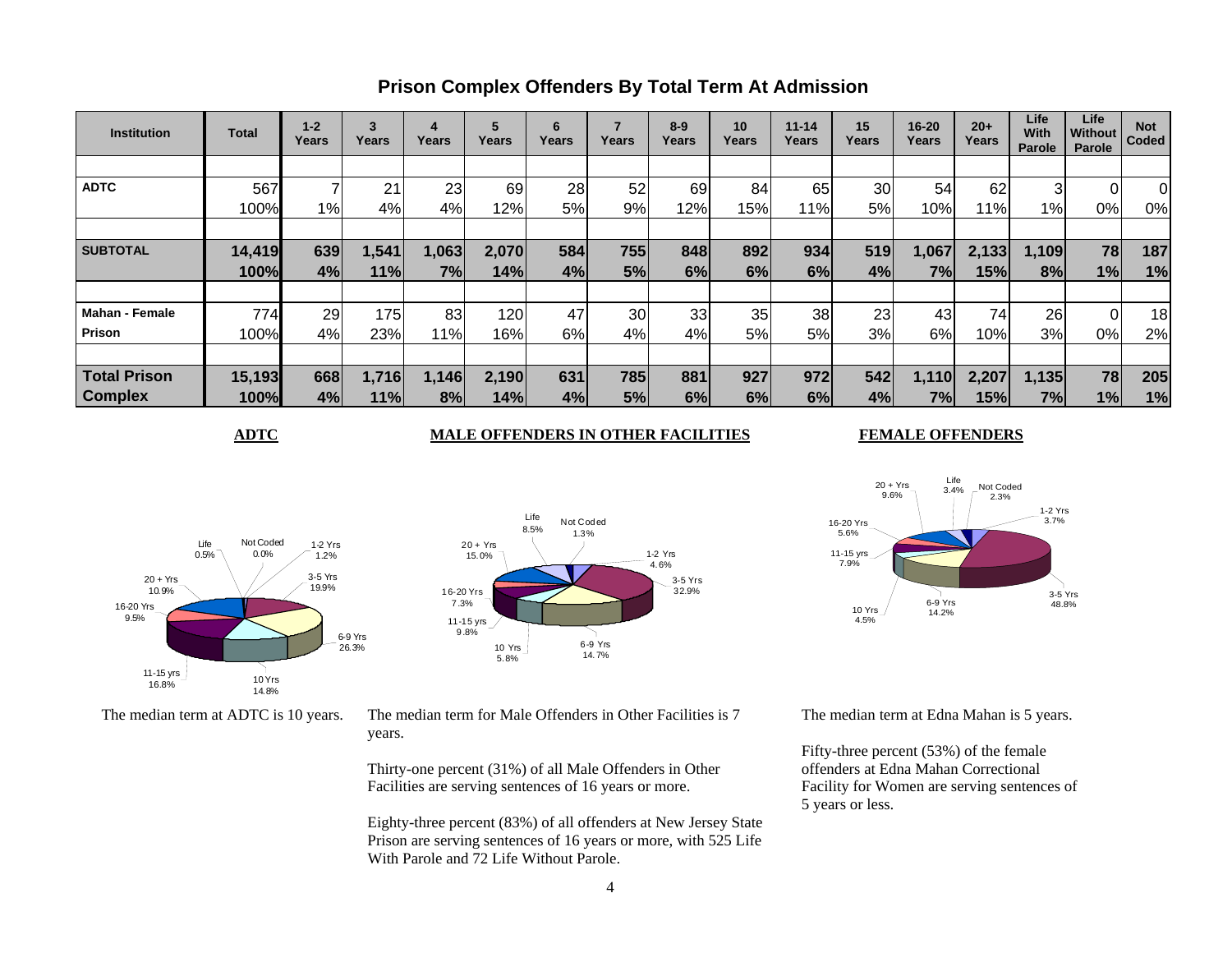## Prison Complex Offenders By Total Term At Admission

| Institution | Total | 1-2 Years | 3 Years | 4 Years | 5 Years | 6 Years | 7 Years | 8-9 Years | 10 Years | 11-14 Years | 15 Years | 16-20 Years | 20+ Years | Life With Parole | Life Without Parole | Not Coded |
|---|---|---|---|---|---|---|---|---|---|---|---|---|---|---|---|---|
| **ADTC** | 567 | 7 | 21 | 23 | 69 | 28 | 52 | 69 | 84 | 65 | 30 | 54 | 62 | 3 | 0 | 0 |
| | 100% | 1% | 4% | 4% | 12% | 5% | 9% | 12% | 15% | 11% | 5% | 10% | 11% | 1% | 0% | 0% |
| **SUBTOTAL** | **14,419** | **639** | **1,541** | **1,063** | **2,070** | **584** | **755** | **848** | **892** | **934** | **519** | **1,067** | **2,133** | **1,109** | **78** | **187** |
| | **100%** | **4%** | **11%** | **7%** | **14%** | **4%** | **5%** | **6%** | **6%** | **6%** | **4%** | **7%** | **15%** | **8%** | **1%** | **1%** |
| **Mahan - Female Prison** | 774 | 29 | 175 | 83 | 120 | 47 | 30 | 33 | 35 | 38 | 23 | 43 | 74 | 26 | 0 | 18 |
| | 100% | 4% | 23% | 11% | 16% | 6% | 4% | 4% | 5% | 5% | 3% | 6% | 10% | 3% | 0% | 2% |
| **Total Prison Complex** | **15,193** | **668** | **1,716** | **1,146** | **2,190** | **631** | **785** | **881** | **927** | **972** | **542** | **1,110** | **2,207** | **1,135** | **78** | **205** |
| | **100%** | **4%** | **11%** | **8%** | **14%** | **4%** | **5%** | **6%** | **6%** | **6%** | **4%** | **7%** | **15%** | **7%** | **1%** | **1%** |

**ADTC**

Life 0.5%; Not Coded 0.0%; 1-2 Yrs 1.2%; 3-5 Yrs 19.9%; 6-9 Yrs 26.3%; 10 Yrs 14.8%; 11-15 yrs 16.8%; 16-20 Yrs 9.5%; 20 + Yrs 10.9%

The median term at ADTC is 10 years.

**MALE OFFENDERS IN OTHER FACILITIES**

Life 8.5%; Not Coded 1.3%; 1-2 Yrs 4.6%; 3-5 Yrs 32.9%; 6-9 Yrs 14.7%; 10 Yrs 5.8%; 11-15 yrs 9.8%; 16-20 Yrs 7.3%; 20 + Yrs 15.0%

The median term for Male Offenders in Other Facilities is 7 years.

Thirty-one percent (31%) of all Male Offenders in Other Facilities are serving sentences of 16 years or more.

Eighty-three percent (83%) of all offenders at New Jersey State Prison are serving sentences of 16 years or more, with 525 Life With Parole and 72 Life Without Parole.

**FEMALE OFFENDERS**

20 + Yrs 9.6%; Life 3.4%; Not Coded 2.3%; 1-2 Yrs 3.7%; 3-5 Yrs 48.8%; 6-9 Yrs 14.2%; 10 Yrs 4.5%; 11-15 yrs 7.9%; 16-20 Yrs 5.6%

The median term at Edna Mahan is 5 years.

Fifty-three percent (53%) of the female offenders at Edna Mahan Correctional Facility for Women are serving sentences of 5 years or less.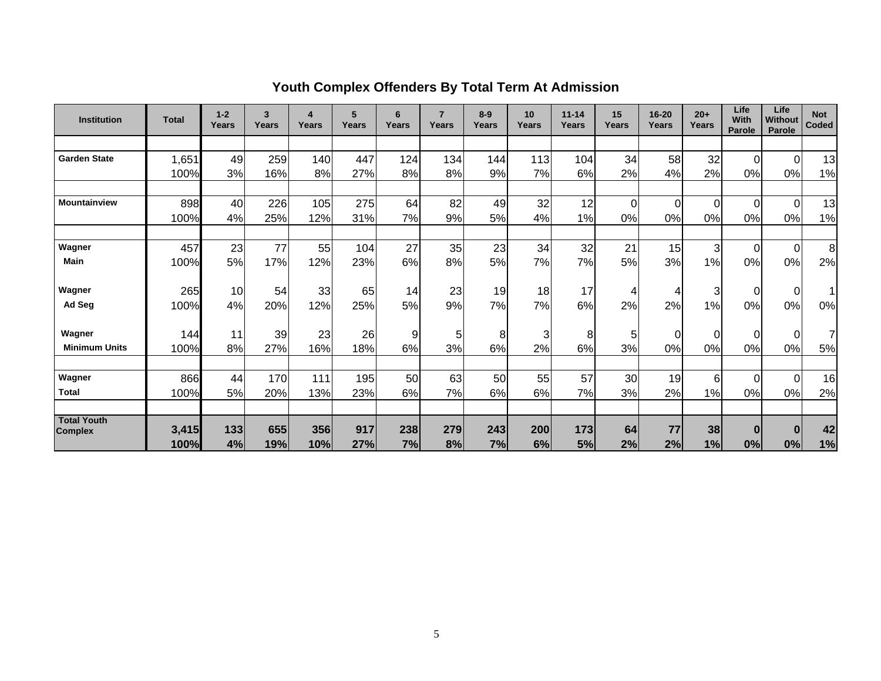## Youth Complex Offenders By Total Term At Admission

| Institution | Total | 1-2 Years | 3 Years | 4 Years | 5 Years | 6 Years | 7 Years | 8-9 Years | 10 Years | 11-14 Years | 15 Years | 16-20 Years | 20+ Years | Life With Parole | Life Without Parole | Not Coded |
|---|---|---|---|---|---|---|---|---|---|---|---|---|---|---|---|---|
| Garden State | 1,651 | 49 | 259 | 140 | 447 | 124 | 134 | 144 | 113 | 104 | 34 | 58 | 32 | 0 | 0 | 13 |
| | 100% | 3% | 16% | 8% | 27% | 8% | 8% | 9% | 7% | 6% | 2% | 4% | 2% | 0% | 0% | 1% |
| Mountainview | 898 | 40 | 226 | 105 | 275 | 64 | 82 | 49 | 32 | 12 | 0 | 0 | 0 | 0 | 0 | 13 |
| | 100% | 4% | 25% | 12% | 31% | 7% | 9% | 5% | 4% | 1% | 0% | 0% | 0% | 0% | 0% | 1% |
| Wagner | 457 | 23 | 77 | 55 | 104 | 27 | 35 | 23 | 34 | 32 | 21 | 15 | 3 | 0 | 0 | 8 |
| Main | 100% | 5% | 17% | 12% | 23% | 6% | 8% | 5% | 7% | 7% | 5% | 3% | 1% | 0% | 0% | 2% |
| Wagner | 265 | 10 | 54 | 33 | 65 | 14 | 23 | 19 | 18 | 17 | 4 | 4 | 3 | 0 | 0 | 1 |
| Ad Seg | 100% | 4% | 20% | 12% | 25% | 5% | 9% | 7% | 7% | 6% | 2% | 2% | 1% | 0% | 0% | 0% |
| Wagner | 144 | 11 | 39 | 23 | 26 | 9 | 5 | 8 | 3 | 8 | 5 | 0 | 0 | 0 | 0 | 7 |
| Minimum Units | 100% | 8% | 27% | 16% | 18% | 6% | 3% | 6% | 2% | 6% | 3% | 0% | 0% | 0% | 0% | 5% |
| Wagner | 866 | 44 | 170 | 111 | 195 | 50 | 63 | 50 | 55 | 57 | 30 | 19 | 6 | 0 | 0 | 16 |
| Total | 100% | 5% | 20% | 13% | 23% | 6% | 7% | 6% | 6% | 7% | 3% | 2% | 1% | 0% | 0% | 2% |
| **Total Youth Complex** | **3,415** | **133** | **655** | **356** | **917** | **238** | **279** | **243** | **200** | **173** | **64** | **77** | **38** | **0** | **0** | **42** |
| | **100%** | **4%** | **19%** | **10%** | **27%** | **7%** | **8%** | **7%** | **6%** | **5%** | **2%** | **2%** | **1%** | **0%** | **0%** | **1%** |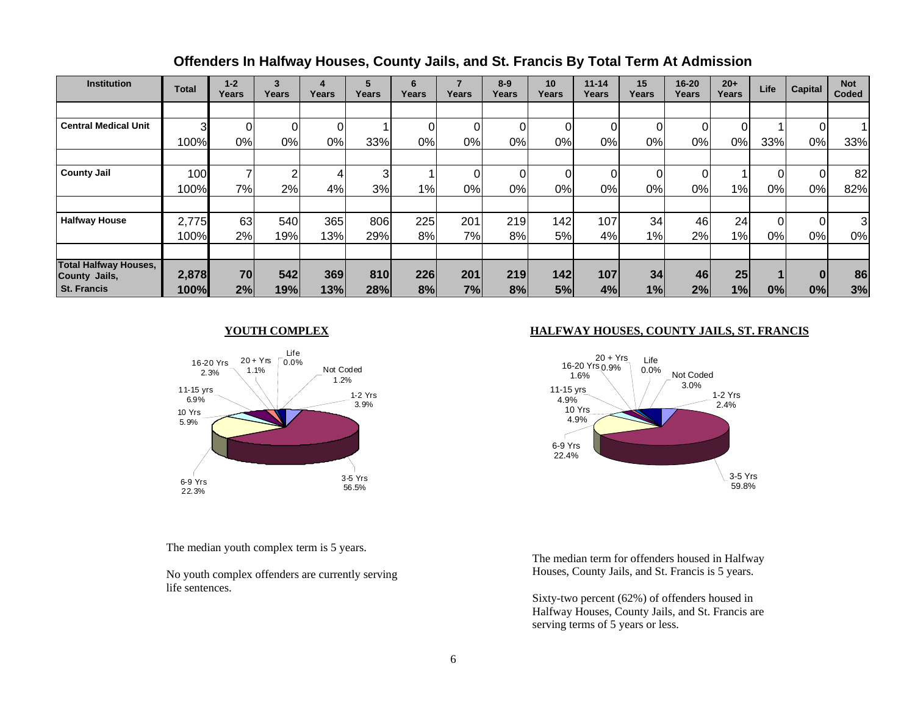## Offenders In Halfway Houses, County Jails, and St. Francis By Total Term At Admission

| Institution | Total | 1-2 Years | 3 Years | 4 Years | 5 Years | 6 Years | 7 Years | 8-9 Years | 10 Years | 11-14 Years | 15 Years | 16-20 Years | 20+ Years | Life | Capital | Not Coded |
|---|---|---|---|---|---|---|---|---|---|---|---|---|---|---|---|---|
| **Central Medical Unit** | 3 | 0 | 0 | 0 | 1 | 0 | 0 | 0 | 0 | 0 | 0 | 0 | 0 | 1 | 0 | 1 |
| | 100% | 0% | 0% | 0% | 33% | 0% | 0% | 0% | 0% | 0% | 0% | 0% | 0% | 33% | 0% | 33% |
| **County Jail** | 100 | 7 | 2 | 4 | 3 | 1 | 0 | 0 | 0 | 0 | 0 | 0 | 1 | 0 | 0 | 82 |
| | 100% | 7% | 2% | 4% | 3% | 1% | 0% | 0% | 0% | 0% | 0% | 0% | 1% | 0% | 0% | 82% |
| **Halfway House** | 2,775 | 63 | 540 | 365 | 806 | 225 | 201 | 219 | 142 | 107 | 34 | 46 | 24 | 0 | 0 | 3 |
| | 100% | 2% | 19% | 13% | 29% | 8% | 7% | 8% | 5% | 4% | 1% | 2% | 1% | 0% | 0% | 0% |
| **Total Halfway Houses, County Jails, St. Francis** | **2,878** | **70** | **542** | **369** | **810** | **226** | **201** | **219** | **142** | **107** | **34** | **46** | **25** | **1** | **0** | **86** |
| | **100%** | **2%** | **19%** | **13%** | **28%** | **8%** | **7%** | **8%** | **5%** | **4%** | **1%** | **2%** | **1%** | **0%** | **0%** | **3%** |

**YOUTH COMPLEX**

16-20 Yrs 2.3%
20+ Yrs 1.1%
Life 0.0%
Not Coded 1.2%
1-2 Yrs 3.9%
11-15 yrs 6.9%
10 Yrs 5.9%
6-9 Yrs 22.3%
3-5 Yrs 56.5%

The median youth complex term is 5 years.

No youth complex offenders are currently serving life sentences.

**HALFWAY HOUSES, COUNTY JAILS, ST. FRANCIS**

20 + Yrs 0.9%
16-20 Yrs 1.6%
Life 0.0%
Not Coded 3.0%
11-15 yrs 4.9%
1-2 Yrs 2.4%
10 Yrs 4.9%
6-9 Yrs 22.4%
3-5 Yrs 59.8%

The median term for offenders housed in Halfway Houses, County Jails, and St. Francis is 5 years.

Sixty-two percent (62%) of offenders housed in Halfway Houses, County Jails, and St. Francis are serving terms of 5 years or less.